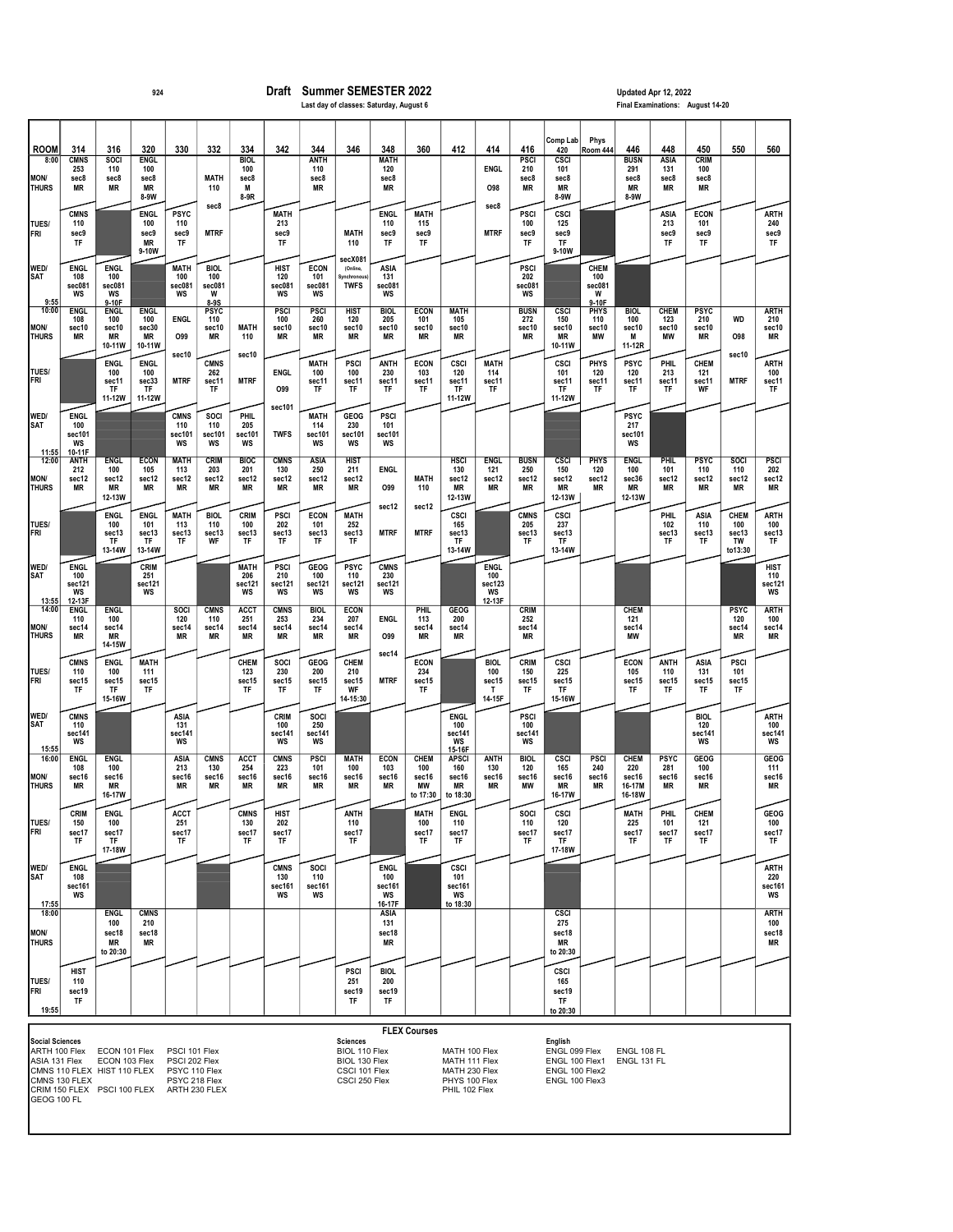924

# Draft Summer SEMESTER 2022

Last day of classes: Saturday, August 6

Updated Apr 12, 2022

Final Examinations: August 14-20

| ROOM | 314 | 316 | 320 | 330 | 332 | 334 | 342 | 344 | 346 | 348 | 360 | 412 | 414 | 416 | Comp Lab 420 | Phys Room 444 | 446 | 448 | 450 | 550 | 560 |
|---|---|---|---|---|---|---|---|---|---|---|---|---|---|---|---|---|---|---|---|---|---|
| 8:00 MON/THURS | CMNS 253 sec8 MR | SOCI 110 sec8 MR | ENGL 100 sec8 MR 8-9W | | MATH 110 sec8 | BIOL 100 sec8 M 8-9R | | ANTH 110 sec8 MR | | MATH 120 sec8 MR | | | ENGL O98 sec8 | PSCI 210 sec8 MR | CSCI 101 sec8 MR 8-9W | | BUSN 291 sec8 MR 8-9W | ASIA 131 sec8 MR | CRIM 100 sec8 MR | | |
| TUES/FRI | CMNS 110 sec9 TF | | ENGL 100 sec9 MR 9-10W | PSYC 110 sec9 TF | MTRF | | MATH 213 sec9 TF | | MATH 110 | ENGL 110 sec9 TF | MATH 115 sec9 TF | | MTRF | PSCI 100 sec9 TF | CSCI 125 sec9 TF 9-10W | | | ASIA 213 sec9 TF | ECON 101 sec9 TF | | ARTH 240 sec9 TF |
| WED/SAT (9:55) | ENGL 108 sec081 WS | ENGL 100 sec081 WS 9-10F | | MATH 100 sec081 WS | BIOL 100 sec081 W 8-9S | | HIST 120 sec081 WS | ECON 101 sec081 WS | secX081 (Online, Synchronous) TWFS | ASIA 131 sec081 WS | | | | PSCI 202 sec081 WS | | CHEM 100 sec081 W 9-10F | | | | | |
| 10:00 MON/THURS | ENGL 108 sec10 MR | ENGL 100 sec10 MR 10-11W | ENGL 100 sec30 MR 10-11W | ENGL O99 sec10 | PSYC 110 sec10 MR | MATH 110 sec10 | PSCI 100 sec10 MR | PSCI 260 sec10 MR | HIST 120 sec10 MR | BIOL 205 sec10 MR | ECON 101 sec10 MR | MATH 105 sec10 MR | | BUSN 272 sec10 MR | CSCI 150 sec10 MR 10-11W | PHYS 110 sec10 MW | BIOL 100 sec10 M 11-12R | CHEM 123 sec10 MW | PSYC 210 sec10 MR | WD O98 sec10 | ARTH 210 sec10 MR |
| TUES/FRI | | ENGL 100 sec11 TF 11-12W | ENGL 100 sec33 TF 11-12W | MTRF | CMNS 262 sec11 TF | MTRF | ENGL O99 sec101 | MATH 100 sec11 TF | PSCI 100 sec11 TF | ANTH 230 sec11 TF | ECON 103 sec11 TF | CSCI 120 sec11 TF 11-12W | MATH 114 sec11 TF | | CSCI 101 sec11 TF 11-12W | PHYS 120 sec11 TF | PSYC 120 sec11 TF | PHIL 213 sec11 TF | CHEM 121 sec11 WF | MTRF | ARTH 100 sec11 TF |
| WED/SAT (11:55) | ENGL 100 sec101 WS 10-11F | | | CMNS 110 sec101 WS | SOCI 110 sec101 WS | PHIL 205 sec101 WS | TWFS | MATH 114 sec101 WS | GEOG 230 sec101 WS | PSCI 101 sec101 WS | | | | | | | PSYC 217 sec101 WS | | | | |
| 12:00 MON/THURS | ARTH 212 sec12 MR | ENGL 100 sec12 MR 12-13W | ECON 105 sec12 MR | MATH 113 sec12 MR | CRIM 203 sec12 MR | BIOC 201 sec12 MR | CMNS 130 sec12 MR | ASIA 250 sec12 MR | HIST 211 sec12 MR | ENGL O99 sec12 | MATH 110 sec12 | HSCI 130 sec12 MR 12-13W | ENGL 121 sec12 MR | BUSN 250 sec12 MR | CSCI 150 sec12 MR 12-13W | PHYS 120 sec12 MR | ENGL 100 sec36 MR 12-13W | PHIL 101 sec12 MR | PSYC 110 sec12 MR | SOCI 110 sec12 MR | PSCI 202 sec12 MR |
| TUES/FRI | | ENGL 100 sec13 TF 13-14W | ENGL 101 sec13 TF 13-14W | MATH 113 sec13 TF | BIOL 110 sec13 WF | CRIM 100 sec13 TF | PSCI 202 sec13 TF | ECON 101 sec13 TF | MATH 252 sec13 TF | MTRF | MTRF | CSCI 165 sec13 TF 13-14W | | CMNS 205 sec13 TF | CSCI 237 sec13 TF 13-14W | | | PHIL 102 sec13 TF | ASIA 110 sec13 TF | CHEM 100 sec13 TW to13:30 | ARTH 100 sec13 TF |
| WED/SAT (13:55) | ENGL 100 sec121 WS 12-13F | | CRIM 251 sec121 WS | | | MATH 206 sec121 WS | PSCI 210 sec121 WS | GEOG 100 sec121 WS | PSYC 110 sec121 WS | CMNS 230 sec121 WS | | | ENGL 100 sec123 WS 12-13F | | | | | | | | HIST 110 sec121 WS |
| 14:00 MON/THURS | ENGL 110 sec14 MR | ENGL 100 sec14 MR 14-15W | | SOCI 120 sec14 MR | CMNS 110 sec14 MR | ACCT 251 sec14 MR | CMNS 253 sec14 MR | BIOL 234 sec14 MR | ECON 207 sec14 MR | ENGL O99 sec14 | PHIL 113 sec14 MR | GEOG 200 sec14 MR | | CRIM 252 sec14 MR | | | CHEM 121 sec14 MW | | | PSYC 120 sec14 MR | ARTH 100 sec14 MR |
| TUES/FRI | CMNS 110 sec15 TF | ENGL 100 sec15 TF 15-16W | MATH 111 sec15 TF | | | CHEM 123 sec15 TF | SOCI 230 sec15 TF | GEOG 200 sec15 TF | CHEM 210 sec15 WF 14-15:30 | MTRF | ECON 234 sec15 TF | | BIOL 100 sec15 T 14-15F | CRIM 150 sec15 TF | CSCI 225 sec15 TF 15-16W | | ECON 105 sec15 TF | ANTH 110 sec15 TF | ASIA 131 sec15 TF | PSCI 101 sec15 TF | |
| WED/SAT (15:55) | CMNS 110 sec141 WS | | | ASIA 131 sec141 WS | | | CRIM 100 sec141 WS | SOCI 250 sec141 WS | | | | ENGL 100 sec141 WS 15-16F | | PSCI 100 sec141 WS | | | | | BIOL 120 sec141 WS | | ARTH 100 sec141 WS |
| 16:00 MON/THURS | ENGL 108 sec16 MR | ENGL 100 sec16 MR 16-17W | | ASIA 213 sec16 MR | CMNS 130 sec16 MR | ACCT 254 sec16 MR | CMNS 223 sec16 MR | PSCI 101 sec16 MR | MATH 100 sec16 MR | ECON 103 sec16 MR | CHEM 100 sec16 MW to 17:30 | APSCI 160 sec16 MR to 18:30 | ANTH 130 sec16 MR | BIOL 120 sec16 MW | CSCI 165 sec16 MR 16-17W | PSCI 240 sec16 MR | CHEM 220 sec16 16-17M 16-18W | PSYC 281 sec16 MR | GEOG 100 sec16 MR | | GEOG 111 sec16 MR |
| TUES/FRI | CRIM 150 sec17 TF | ENGL 100 sec17 TF 17-18W | | ACCT 251 sec17 TF | | CMNS 130 sec17 TF | HIST 202 sec17 TF | | ANTH 110 sec17 TF | | MATH 100 sec17 TF | ENGL 110 sec17 TF | | SOCI 110 sec17 TF | CSCI 120 sec17 TF 17-18W | | MATH 225 sec17 TF | PHIL 101 sec17 TF | CHEM 121 sec17 TF | | GEOG 100 sec17 TF |
| WED/SAT (17:55) | ENGL 108 sec161 WS | | | | | | CMNS 130 sec161 WS | SOCI 110 sec161 WS | | ENGL 100 sec161 WS 16-17F | | CSCI 101 sec161 WS to 18:30 | | | | | | | | | ARTH 220 sec161 WS |
| 18:00 MON/THURS | | ENGL 100 sec18 MR to 20:30 | CMNS 210 sec18 MR | | | | | | | ASIA 131 sec18 MR | | | | | CSCI 275 sec18 MR to 20:30 | | | | | | ARTH 100 sec18 MR |
| TUES/FRI (19:55) | HIST 110 sec19 TF | | | | | | | | PSCI 251 sec19 TF | BIOL 200 sec19 TF | | | | | CSCI 165 sec19 TF to 20:30 | | | | | | |

## FLEX Courses

**Social Sciences**
- ARTH 100 Flex
- ASIA 131 Flex
- CMNS 110 FLEX
- CMNS 130 FLEX
- CRIM 150 FLEX
- GEOG 100 FL
- ECON 101 Flex
- ECON 103 Flex
- HIST 110 FLEX
- PSCI 100 FLEX
- PSCI 101 Flex
- PSCI 202 Flex
- PSYC 110 Flex
- PSYC 218 Flex
- ARTH 230 FLEX

**Sciences**
- BIOL 110 Flex
- BIOL 130 Flex
- CSCI 101 Flex
- CSCI 250 Flex
- MATH 100 Flex
- MATH 111 Flex
- MATH 230 Flex
- PHYS 100 Flex
- PHIL 102 Flex

**English**
- ENGL 099 Flex
- ENGL 100 Flex1
- ENGL 100 Flex2
- ENGL 100 Flex3
- ENGL 108 FL
- ENGL 131 FL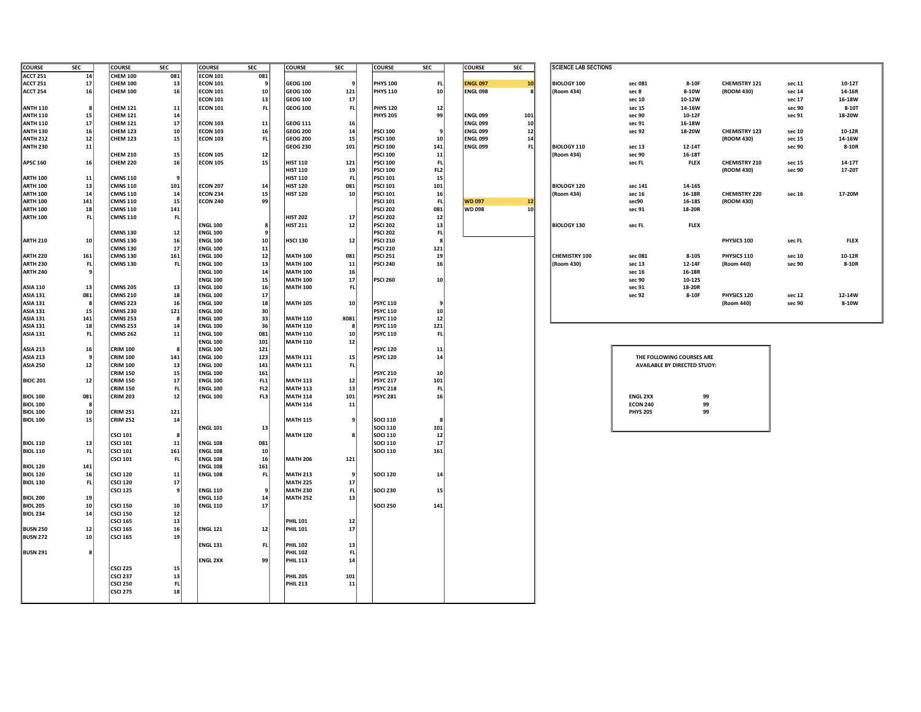| COURSE | SEC | COURSE | SEC | COURSE | SEC | COURSE | SEC | COURSE | SEC | COURSE | SEC |
|---|---|---|---|---|---|---|---|---|---|---|---|
| ACCT 251 | 14 | CHEM 100 | 081 | ECON 101 | 081 | | | | | | |
| ACCT 251 | 17 | CHEM 100 | 13 | ECON 101 | 9 | GEOG 100 | 9 | PHYS 100 | FL | ENGL 097 | 10 |
| ACCT 254 | 16 | CHEM 100 | 16 | ECON 101 | 10 | GEOG 100 | 121 | PHYS 110 | 10 | ENGL 098 | 8 |
| | | | | ECON 101 | 13 | GEOG 100 | 17 | | | | |
| ANTH 110 | 8 | CHEM 121 | 11 | ECON 101 | FL | GEOG 100 | FL | PHYS 120 | 12 | | |
| ANTH 110 | 15 | CHEM 121 | 14 | | | | | PHYS 205 | 99 | ENGL 099 | 101 |
| ANTH 110 | 17 | CHEM 121 | 17 | ECON 103 | 11 | GEOG 111 | 16 | | | ENGL 099 | 10 |
| ANTH 130 | 16 | CHEM 123 | 10 | ECON 103 | 16 | GEOG 200 | 14 | PSCI 100 | 9 | ENGL 099 | 12 |
| ANTH 212 | 12 | CHEM 123 | 15 | ECON 103 | FL | GEOG 200 | 15 | PSCI 100 | 10 | ENGL 099 | 14 |
| ANTH 230 | 11 | | | | | GEOG 230 | 101 | PSCI 100 | 141 | ENGL 099 | FL |
| | | CHEM 210 | 15 | ECON 105 | 12 | | | PSCI 100 | 11 | | |
| APSC 160 | 16 | CHEM 220 | 16 | ECON 105 | 15 | HIST 110 | 121 | PSCI 100 | FL | | |
| | | | | | | HIST 110 | 19 | PSCI 100 | FL2 | | |
| ARTH 100 | 11 | CMNS 110 | 9 | | | HIST 110 | FL | PSCI 101 | 15 | | |
| ARTH 100 | 13 | CMNS 110 | 101 | ECON 207 | 14 | HIST 120 | 081 | PSCI 101 | 101 | | |
| ARTH 100 | 14 | CMNS 110 | 14 | ECON 234 | 15 | HIST 120 | 10 | PSCI 101 | 16 | | |
| ARTH 100 | 141 | CMNS 110 | 15 | ECON 240 | 99 | | | PSCI 101 | FL | WD 097 | 12 |
| ARTH 100 | 18 | CMNS 110 | 141 | | | | | PSCI 202 | 081 | WD 098 | 10 |
| ARTH 100 | FL | CMNS 110 | FL | | | HIST 202 | 17 | PSCI 202 | 12 | | |
| | | | | ENGL 100 | 8 | HIST 211 | 12 | PSCI 202 | 13 | | |
| | | CMNS 130 | 12 | ENGL 100 | 9 | | | PSCI 202 | FL | | |
| ARTH 210 | 10 | CMNS 130 | 16 | ENGL 100 | 10 | HSCI 130 | 12 | PSCI 210 | 8 | | |
| | | CMNS 130 | 17 | ENGL 100 | 11 | | | PSCI 210 | 121 | | |
| ARTH 220 | 161 | CMNS 130 | 161 | ENGL 100 | 12 | MATH 100 | 081 | PSCI 251 | 19 | | |
| ARTH 230 | FL | CMNS 130 | FL | ENGL 100 | 13 | MATH 100 | 11 | PSCI 240 | 16 | | |
| ARTH 240 | 9 | | | ENGL 100 | 14 | MATH 100 | 16 | | | | |
| | | | | ENGL 100 | 15 | MATH 100 | 17 | PSCI 260 | 10 | | |
| ASIA 110 | 13 | CMNS 205 | 13 | ENGL 100 | 16 | MATH 100 | FL | | | | |
| ASIA 131 | 081 | CMNS 210 | 18 | ENGL 100 | 17 | | | | | | |
| ASIA 131 | 8 | CMNS 223 | 16 | ENGL 100 | 18 | MATH 105 | 10 | PSYC 110 | 9 | | |
| ASIA 131 | 15 | CMNS 230 | 121 | ENGL 100 | 30 | | | PSYC 110 | 10 | | |
| ASIA 131 | 141 | CMNS 253 | 8 | ENGL 100 | 33 | MATH 110 | X081 | PSYC 110 | 12 | | |
| ASIA 131 | 18 | CMNS 253 | 14 | ENGL 100 | 36 | MATH 110 | 8 | PSYC 110 | 121 | | |
| ASIA 131 | FL | CMNS 262 | 11 | ENGL 100 | 081 | MATH 110 | 10 | PSYC 110 | FL | | |
| | | | | ENGL 100 | 101 | MATH 110 | 12 | | | | |
| ASIA 213 | 16 | CRIM 100 | 8 | ENGL 100 | 121 | | | PSYC 120 | 11 | | |
| ASIA 213 | 9 | CRIM 100 | 141 | ENGL 100 | 123 | MATH 111 | 15 | PSYC 120 | 14 | | |
| ASIA 250 | 12 | CRIM 100 | 13 | ENGL 100 | 141 | MATH 111 | FL | | | | |
| | | CRIM 150 | 15 | ENGL 100 | 161 | | | PSYC 210 | 10 | | |
| BIOC 201 | 12 | CRIM 150 | 17 | ENGL 100 | FL1 | MATH 113 | 12 | PSYC 217 | 101 | | |
| | | CRIM 150 | FL | ENGL 100 | FL2 | MATH 113 | 13 | PSYC 218 | FL | | |
| BIOL 100 | 081 | CRIM 203 | 12 | ENGL 100 | FL3 | MATH 114 | 101 | PSYC 281 | 16 | | |
| BIOL 100 | 8 | | | | | MATH 114 | 11 | | | | |
| BIOL 100 | 10 | CRIM 251 | 121 | | | | | | | | |
| BIOL 100 | 15 | CRIM 252 | 14 | | | MATH 115 | 9 | SOCI 110 | 8 | | |
| | | | | ENGL 101 | 13 | | | SOCI 110 | 101 | | |
| | | CSCI 101 | 8 | | | MATH 120 | 8 | SOCI 110 | 12 | | |
| BIOL 110 | 13 | CSCI 101 | 11 | ENGL 108 | 081 | | | SOCI 110 | 17 | | |
| BIOL 110 | FL | CSCI 101 | 161 | ENGL 108 | 10 | | | SOCI 110 | 161 | | |
| | | CSCI 101 | FL | ENGL 108 | 16 | MATH 206 | 121 | | | | |
| BIOL 120 | 141 | | | ENGL 108 | 161 | | | | | | |
| BIOL 120 | 16 | CSCI 120 | 11 | ENGL 108 | FL | MATH 213 | 9 | SOCI 120 | 14 | | |
| BIOL 130 | FL | CSCI 120 | 17 | | | MATH 225 | 17 | | | | |
| | | CSCI 125 | 9 | ENGL 110 | 9 | MATH 230 | FL | SOCI 230 | 15 | | |
| BIOL 200 | 19 | | | ENGL 110 | 14 | MATH 252 | 13 | | | | |
| BIOL 205 | 10 | CSCI 150 | 10 | ENGL 110 | 17 | | | SOCI 250 | 141 | | |
| BIOL 234 | 14 | CSCI 150 | 12 | | | | | | | | |
| | | CSCI 165 | 13 | | | PHIL 101 | 12 | | | | |
| BUSN 250 | 12 | CSCI 165 | 16 | ENGL 121 | 12 | PHIL 101 | 17 | | | | |
| BUSN 272 | 10 | CSCI 165 | 19 | | | | | | | | |
| | | | | ENGL 131 | FL | PHIL 102 | 13 | | | | |
| BUSN 291 | 8 | | | | | PHIL 102 | FL | | | | |
| | | | | ENGL 2XX | 99 | PHIL 113 | 14 | | | | |
| | | CSCI 225 | 15 | | | | | | | | |
| | | CSCI 237 | 13 | | | PHIL 205 | 101 | | | | |
| | | CSCI 250 | FL | | | PHIL 213 | 11 | | | | |
| | | CSCI 275 | 18 | | | | | | | | |

**SCIENCE LAB SECTIONS**

| | | | | | |
|---|---|---|---|---|---|
| BIOLOGY 100 | sec 081 | 8-10F | CHEMISTRY 121 | sec 11 | 10-12T |
| (Room 434) | sec 8 | 8-10W | (ROOM 430) | sec 14 | 14-16R |
| | sec 10 | 10-12W | | sec 17 | 16-18W |
| | sec 15 | 14-16W | | sec 90 | 8-10T |
| | sec 90 | 10-12F | | sec 91 | 18-20W |
| | sec 91 | 16-18W | | | |
| | sec 92 | 18-20W | CHEMISTRY 123 | sec 10 | 10-12R |
| | | | (ROOM 430) | sec 15 | 14-16W |
| BIOLOGY 110 | sec 13 | 12-14T | | sec 90 | 8-10R |
| (Room 434) | sec 90 | 16-18T | | | |
| | sec FL | FLEX | CHEMISTRY 210 | sec 15 | 14-17T |
| | | | (ROOM 430) | sec 90 | 17-20T |
| BIOLOGY 120 | sec 141 | 14-16S | | | |
| (Room 434) | sec 16 | 16-18R | CHEMISTRY 220 | sec 16 | 17-20M |
| | sec90 | 16-18S | (ROOM 430) | | |
| | sec 91 | 18-20R | | | |
| BIOLOGY 130 | sec FL | FLEX | | | |
| | | | PHYSICS 100 | sec FL | FLEX |
| CHEMISTRY 100 | sec 081 | 8-10S | PHYSICS 110 | sec 10 | 10-12R |
| (Room 430) | sec 13 | 12-14F | (Room 440) | sec 90 | 8-10R |
| | sec 16 | 16-18R | | | |
| | sec 90 | 10-12S | | | |
| | sec 91 | 18-20R | | | |
| | sec 92 | 8-10F | PHYSICS 120 | sec 12 | 12-14W |
| | | | (Room 440) | sec 90 | 8-10W |

THE FOLLOWING COURSES ARE AVAILABLE BY DIRECTED STUDY:

| | |
|---|---|
| ENGL 2XX | 99 |
| ECON 240 | 99 |
| PHYS 205 | 99 |